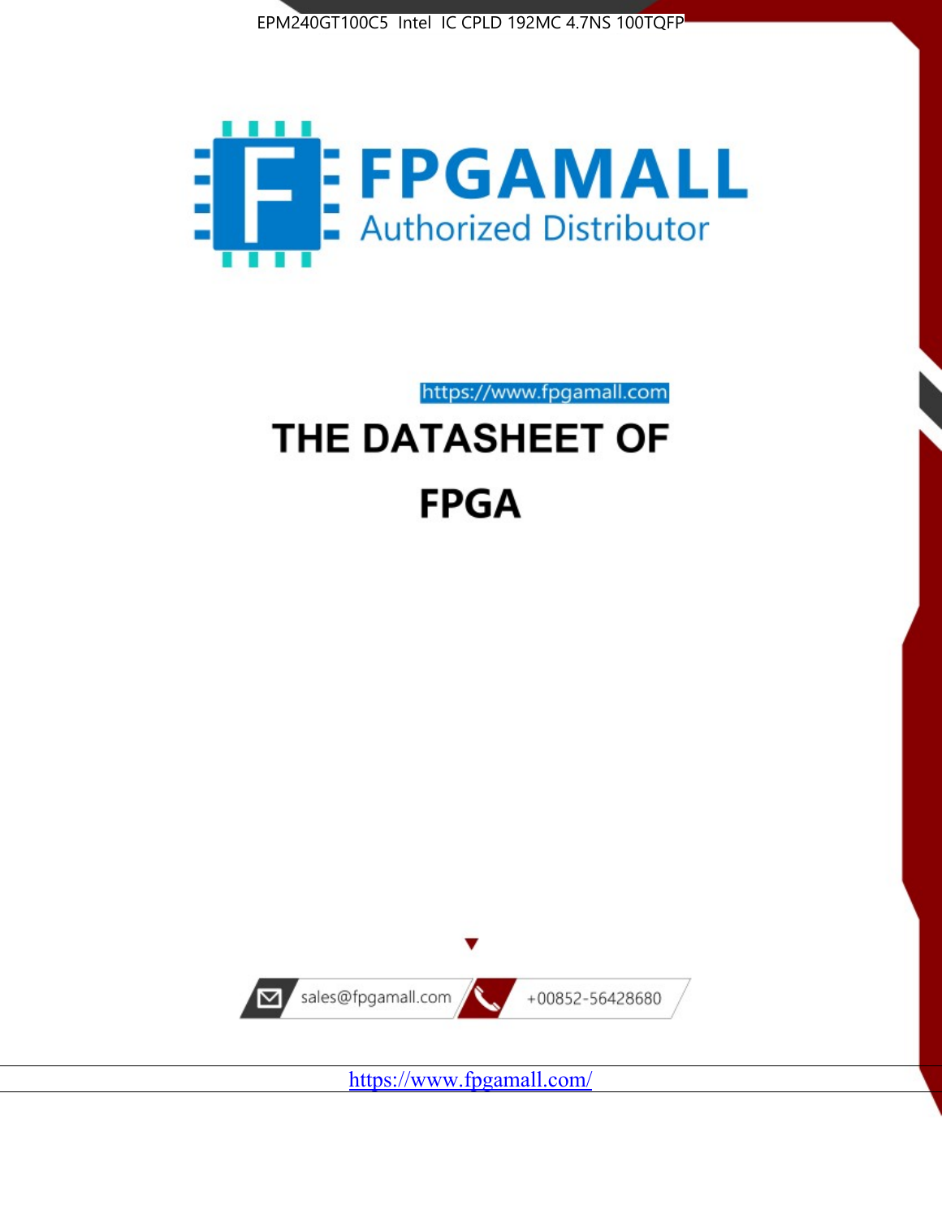EPM240GT100C5 Intel IC CPLD 192MC 4.7NS 100TQFP

FPGAMALL

Authorized Distributor

https://www.fpgamall.com

# THE DATASHEET OF

# FPGA

sales@fpgamall.com

+00852-56428680

https://www.fpgamall.com/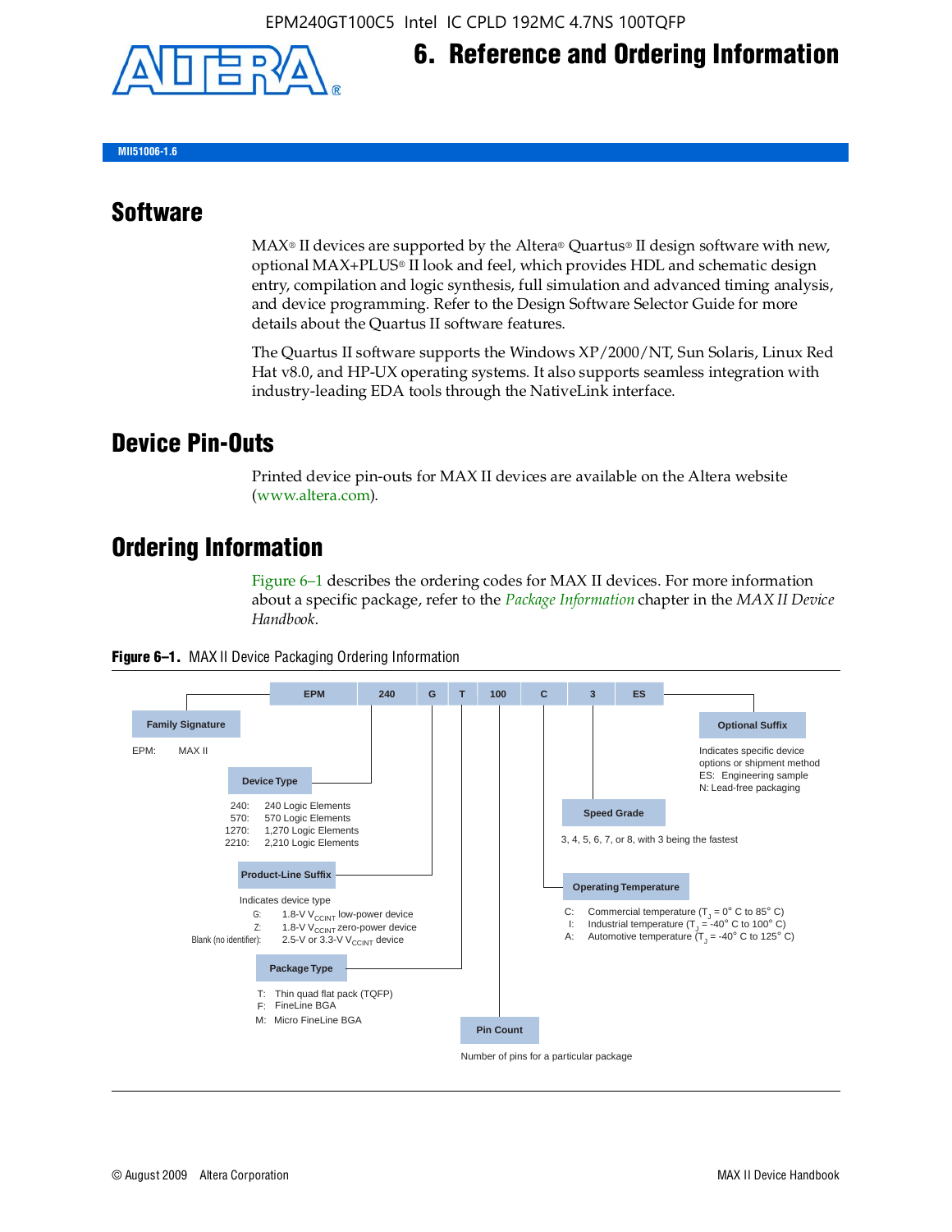# 6. Reference and Ordering Information

MII51006-1.6

## Software

MAX® II devices are supported by the Altera® Quartus® II design software with new, optional MAX+PLUS® II look and feel, which provides HDL and schematic design entry, compilation and logic synthesis, full simulation and advanced timing analysis, and device programming. Refer to the Design Software Selector Guide for more details about the Quartus II software features.

The Quartus II software supports the Windows XP/2000/NT, Sun Solaris, Linux Red Hat v8.0, and HP-UX operating systems. It also supports seamless integration with industry-leading EDA tools through the NativeLink interface.

## Device Pin-Outs

Printed device pin-outs for MAX II devices are available on the Altera website (www.altera.com).

## Ordering Information

Figure 6–1 describes the ordering codes for MAX II devices. For more information about a specific package, refer to the *Package Information* chapter in the *MAX II Device Handbook*.

**Figure 6–1.** MAX II Device Packaging Ordering Information

| EPM | 240 | G | T | 100 | C | 3 | ES |
|---|---|---|---|---|---|---|---|

**Family Signature**

EPM: MAX II

**Device Type**

- 240: 240 Logic Elements
- 570: 570 Logic Elements
- 1270: 1,270 Logic Elements
- 2210: 2,210 Logic Elements

**Product-Line Suffix**

Indicates device type

- G: 1.8-V $V_{CCINT}$ low-power device
- Z: 1.8-V $V_{CCINT}$ zero-power device
- Blank (no identifier): 2.5-V or 3.3-V $V_{CCINT}$ device

**Package Type**

- T: Thin quad flat pack (TQFP)
- F: FineLine BGA
- M: Micro FineLine BGA

**Pin Count**

Number of pins for a particular package

**Operating Temperature**

- C: Commercial temperature ($T_J$ = 0° C to 85° C)
- I: Industrial temperature ($T_J$ = -40° C to 100° C)
- A: Automotive temperature ($T_J$ = -40° C to 125° C)

**Speed Grade**

3, 4, 5, 6, 7, or 8, with 3 being the fastest

**Optional Suffix**

Indicates specific device options or shipment method

- ES: Engineering sample
- N: Lead-free packaging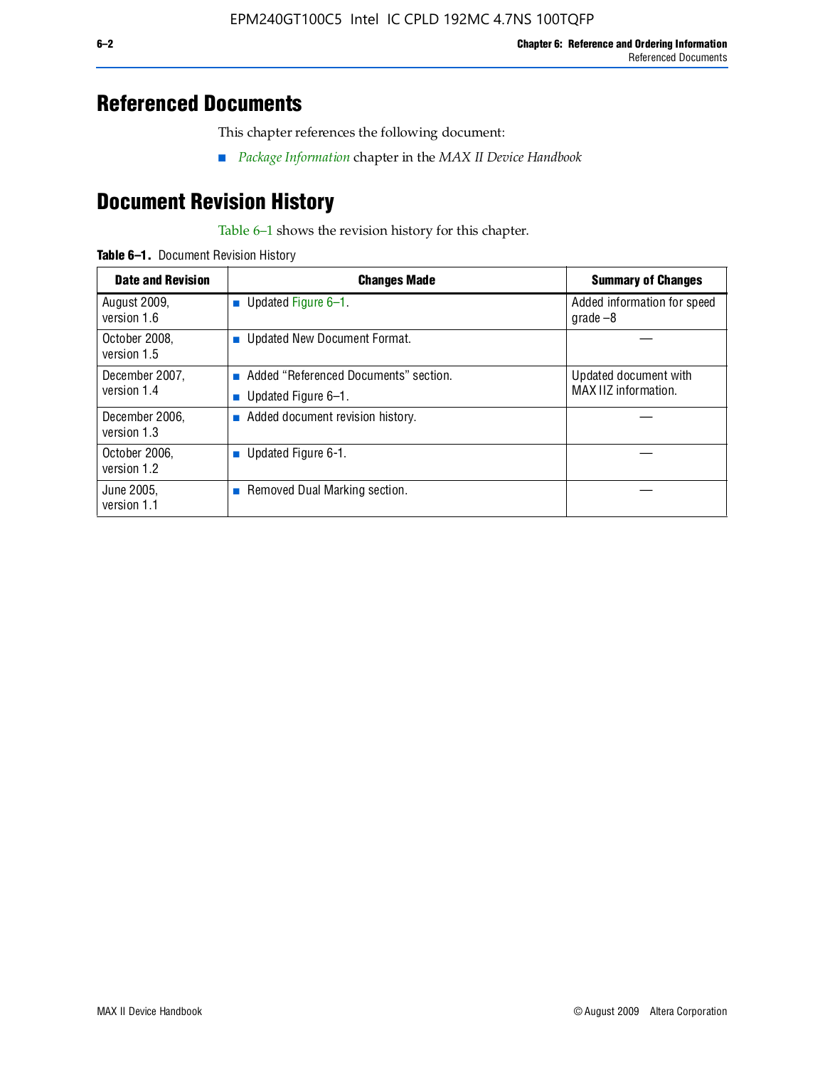## Referenced Documents

This chapter references the following document:

- *Package Information* chapter in the *MAX II Device Handbook*

## Document Revision History

Table 6–1 shows the revision history for this chapter.

**Table 6–1.** Document Revision History

| Date and Revision | Changes Made | Summary of Changes |
|---|---|---|
| August 2009, version 1.6 | ■ Updated Figure 6–1. | Added information for speed grade –8 |
| October 2008, version 1.5 | ■ Updated New Document Format. | — |
| December 2007, version 1.4 | ■ Added "Referenced Documents" section.<br>■ Updated Figure 6–1. | Updated document with MAX IIZ information. |
| December 2006, version 1.3 | ■ Added document revision history. | — |
| October 2006, version 1.2 | ■ Updated Figure 6-1. | — |
| June 2005, version 1.1 | ■ Removed Dual Marking section. | — |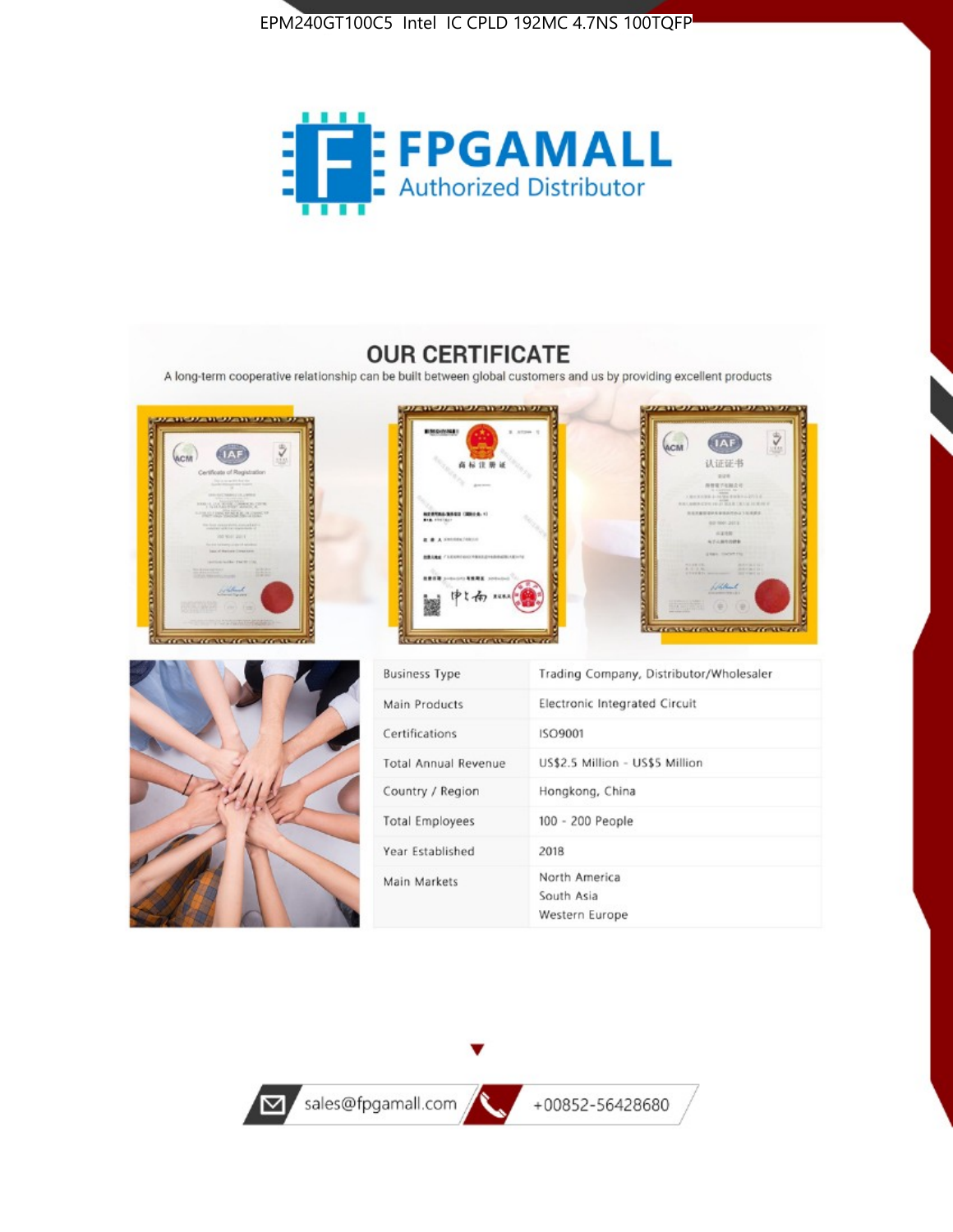FPGAMALL

Authorized Distributor

## OUR CERTIFICATE

A long-term cooperative relationship can be built between global customers and us by providing excellent products

| | |
|---|---|
| Business Type | Trading Company, Distributor/Wholesaler |
| Main Products | Electronic Integrated Circuit |
| Certifications | ISO9001 |
| Total Annual Revenue | US$2.5 Million - US$5 Million |
| Country / Region | Hongkong, China |
| Total Employees | 100 - 200 People |
| Year Established | 2018 |
| Main Markets | North America<br>South Asia<br>Western Europe |

sales@fpgamall.com

+00852-56428680